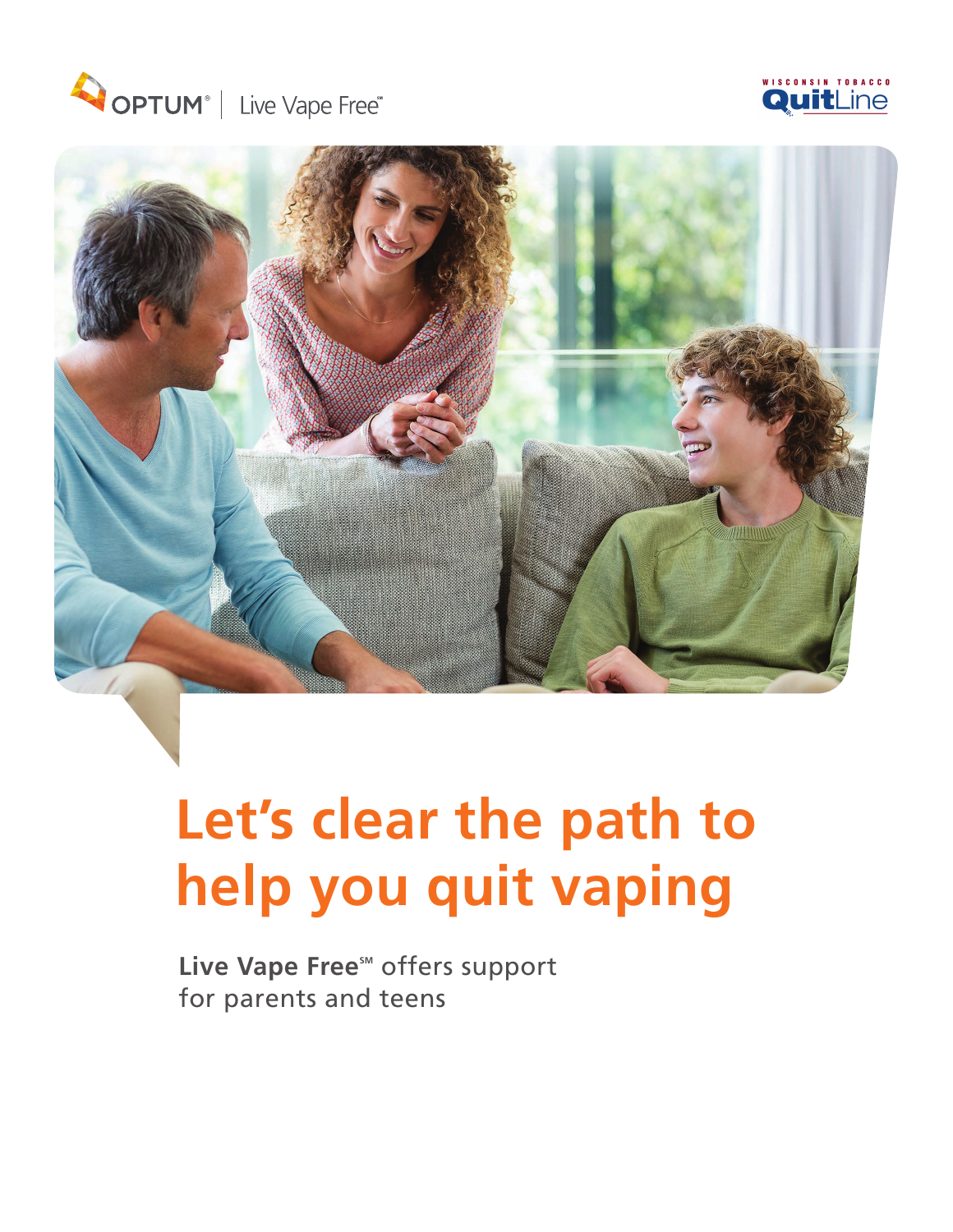OPTUM® | Live Vape Free℠

WISCONSIN TOBACCO QuitLine

# Let's clear the path to help you quit vaping

**Live Vape Free**℠ offers support for parents and teens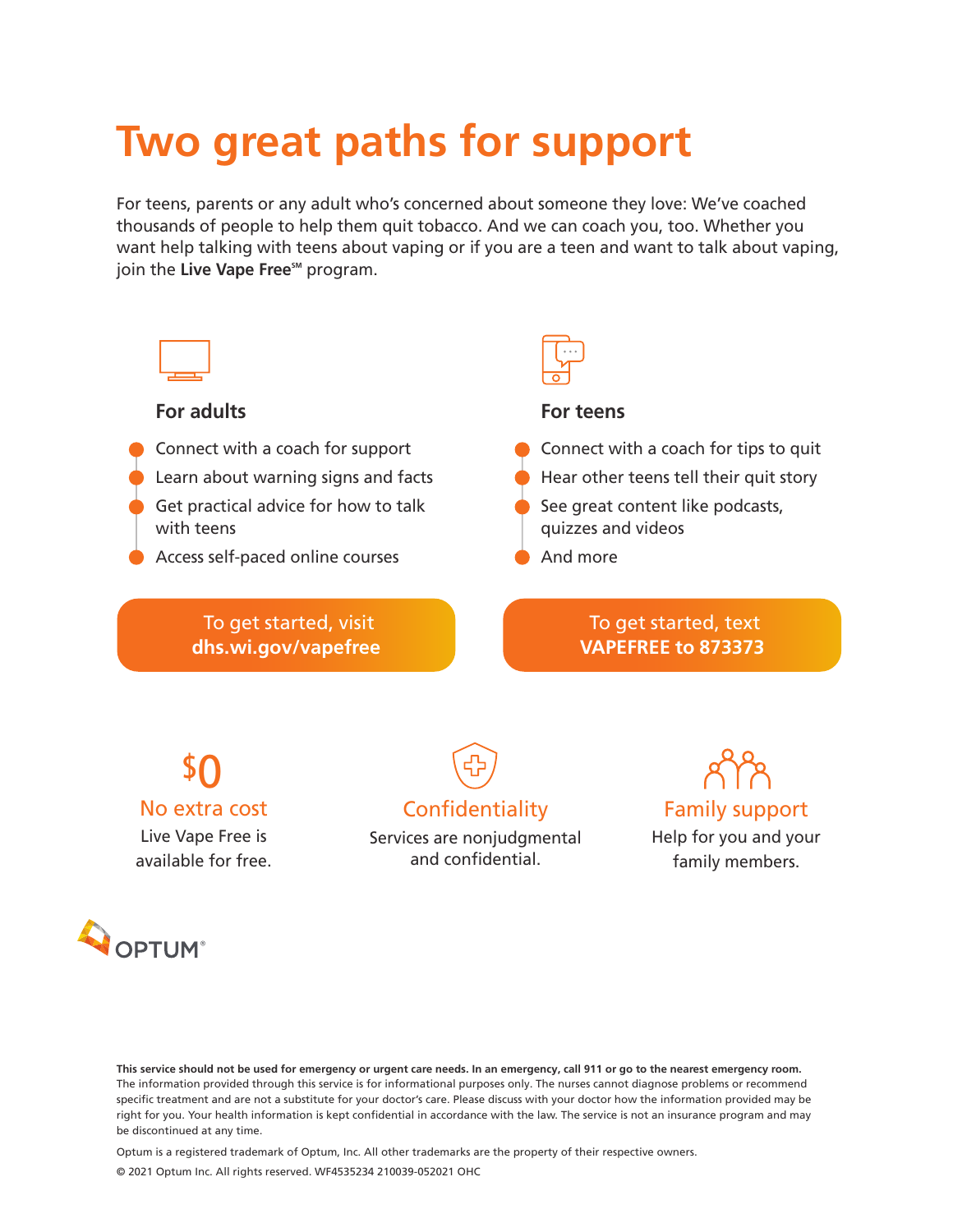# Two great paths for support

For teens, parents or any adult who's concerned about someone they love: We've coached thousands of people to help them quit tobacco. And we can coach you, too. Whether you want help talking with teens about vaping or if you are a teen and want to talk about vaping, join the **Live Vape Free**℠ program.

### For adults

- Connect with a coach for support
- Learn about warning signs and facts
- Get practical advice for how to talk with teens
- Access self-paced online courses

To get started, visit
**dhs.wi.gov/vapefree**

### For teens

- Connect with a coach for tips to quit
- Hear other teens tell their quit story
- See great content like podcasts, quizzes and videos
- And more

To get started, text
**VAPEFREE to 873373**

$0

**No extra cost**
Live Vape Free is available for free.

**Confidentiality**
Services are nonjudgmental and confidential.

**Family support**
Help for you and your family members.

OPTUM®

**This service should not be used for emergency or urgent care needs. In an emergency, call 911 or go to the nearest emergency room.** The information provided through this service is for informational purposes only. The nurses cannot diagnose problems or recommend specific treatment and are not a substitute for your doctor's care. Please discuss with your doctor how the information provided may be right for you. Your health information is kept confidential in accordance with the law. The service is not an insurance program and may be discontinued at any time.

Optum is a registered trademark of Optum, Inc. All other trademarks are the property of their respective owners.

© 2021 Optum Inc. All rights reserved. WF4535234 210039-052021 OHC